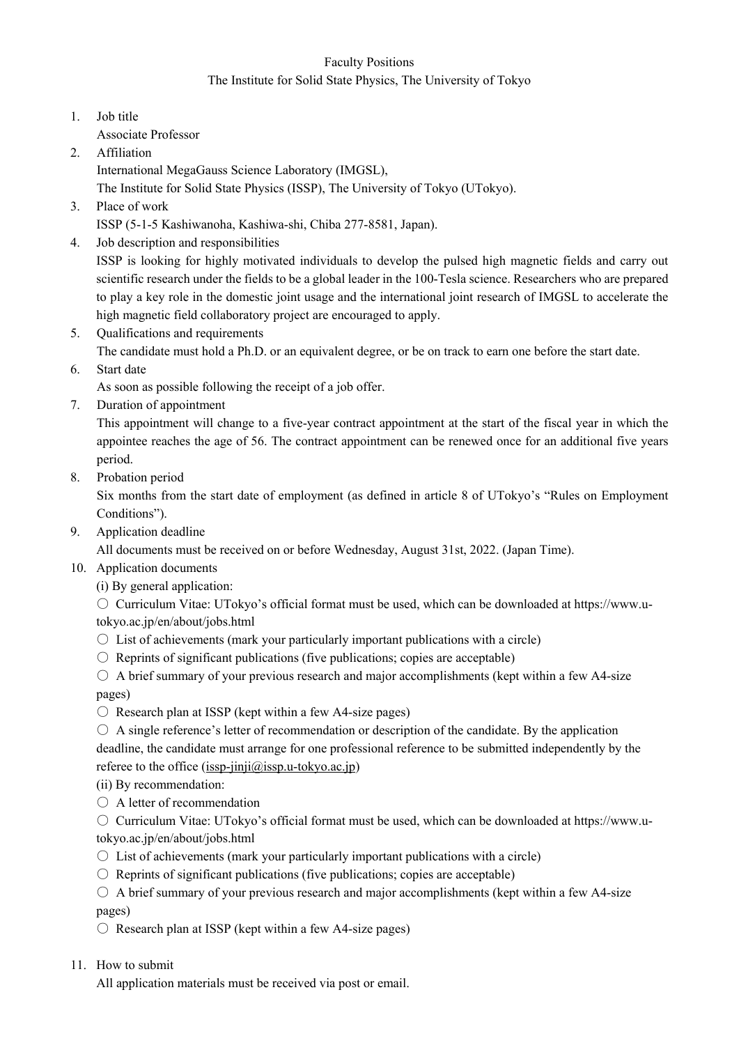Faculty Positions

The Institute for Solid State Physics, The University of Tokyo

1. Job title

   Associate Professor

2. Affiliation

   International MegaGauss Science Laboratory (IMGSL),
   The Institute for Solid State Physics (ISSP), The University of Tokyo (UTokyo).

3. Place of work

   ISSP (5-1-5 Kashiwanoha, Kashiwa-shi, Chiba 277-8581, Japan).

4. Job description and responsibilities

   ISSP is looking for highly motivated individuals to develop the pulsed high magnetic fields and carry out scientific research under the fields to be a global leader in the 100-Tesla science. Researchers who are prepared to play a key role in the domestic joint usage and the international joint research of IMGSL to accelerate the high magnetic field collaboratory project are encouraged to apply.

5. Qualifications and requirements

   The candidate must hold a Ph.D. or an equivalent degree, or be on track to earn one before the start date.

6. Start date

   As soon as possible following the receipt of a job offer.

7. Duration of appointment

   This appointment will change to a five-year contract appointment at the start of the fiscal year in which the appointee reaches the age of 56. The contract appointment can be renewed once for an additional five years period.

8. Probation period

   Six months from the start date of employment (as defined in article 8 of UTokyo's "Rules on Employment Conditions").

9. Application deadline

   All documents must be received on or before Wednesday, August 31st, 2022. (Japan Time).

10. Application documents

    (i) By general application:

    ○ Curriculum Vitae: UTokyo's official format must be used, which can be downloaded at https://www.u-tokyo.ac.jp/en/about/jobs.html

    ○ List of achievements (mark your particularly important publications with a circle)

    ○ Reprints of significant publications (five publications; copies are acceptable)

    ○ A brief summary of your previous research and major accomplishments (kept within a few A4-size pages)

    ○ Research plan at ISSP (kept within a few A4-size pages)

    ○ A single reference's letter of recommendation or description of the candidate. By the application deadline, the candidate must arrange for one professional reference to be submitted independently by the referee to the office (issp-jinji@issp.u-tokyo.ac.jp)

    (ii) By recommendation:

    ○ A letter of recommendation

    ○ Curriculum Vitae: UTokyo's official format must be used, which can be downloaded at https://www.u-tokyo.ac.jp/en/about/jobs.html

    ○ List of achievements (mark your particularly important publications with a circle)

    ○ Reprints of significant publications (five publications; copies are acceptable)

    ○ A brief summary of your previous research and major accomplishments (kept within a few A4-size pages)

    ○ Research plan at ISSP (kept within a few A4-size pages)

11. How to submit

    All application materials must be received via post or email.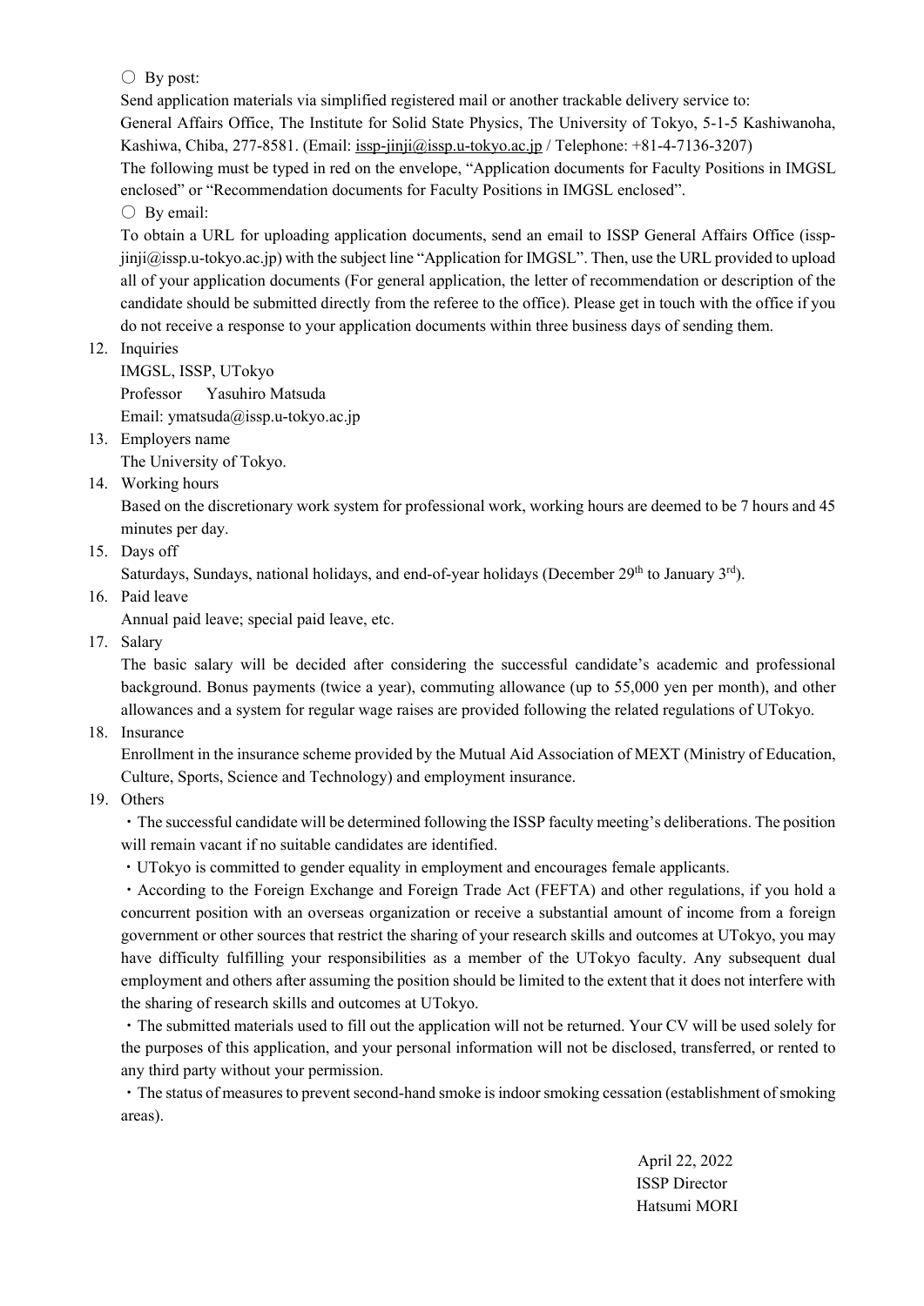○ By post:

Send application materials via simplified registered mail or another trackable delivery service to:
General Affairs Office, The Institute for Solid State Physics, The University of Tokyo, 5-1-5 Kashiwanoha, Kashiwa, Chiba, 277-8581. (Email: issp-jinji@issp.u-tokyo.ac.jp / Telephone: +81-4-7136-3207)
The following must be typed in red on the envelope, "Application documents for Faculty Positions in IMGSL enclosed" or "Recommendation documents for Faculty Positions in IMGSL enclosed".

○ By email:

To obtain a URL for uploading application documents, send an email to ISSP General Affairs Office (issp-jinji@issp.u-tokyo.ac.jp) with the subject line "Application for IMGSL". Then, use the URL provided to upload all of your application documents (For general application, the letter of recommendation or description of the candidate should be submitted directly from the referee to the office). Please get in touch with the office if you do not receive a response to your application documents within three business days of sending them.

12. Inquiries
    IMGSL, ISSP, UTokyo
    Professor Yasuhiro Matsuda
    Email: ymatsuda@issp.u-tokyo.ac.jp
13. Employers name
    The University of Tokyo.
14. Working hours
    Based on the discretionary work system for professional work, working hours are deemed to be 7 hours and 45 minutes per day.
15. Days off
    Saturdays, Sundays, national holidays, and end-of-year holidays (December 29th to January 3rd).
16. Paid leave
    Annual paid leave; special paid leave, etc.
17. Salary
    The basic salary will be decided after considering the successful candidate's academic and professional background. Bonus payments (twice a year), commuting allowance (up to 55,000 yen per month), and other allowances and a system for regular wage raises are provided following the related regulations of UTokyo.
18. Insurance
    Enrollment in the insurance scheme provided by the Mutual Aid Association of MEXT (Ministry of Education, Culture, Sports, Science and Technology) and employment insurance.
19. Others
    ・The successful candidate will be determined following the ISSP faculty meeting's deliberations. The position will remain vacant if no suitable candidates are identified.
    ・UTokyo is committed to gender equality in employment and encourages female applicants.
    ・According to the Foreign Exchange and Foreign Trade Act (FEFTA) and other regulations, if you hold a concurrent position with an overseas organization or receive a substantial amount of income from a foreign government or other sources that restrict the sharing of your research skills and outcomes at UTokyo, you may have difficulty fulfilling your responsibilities as a member of the UTokyo faculty. Any subsequent dual employment and others after assuming the position should be limited to the extent that it does not interfere with the sharing of research skills and outcomes at UTokyo.
    ・The submitted materials used to fill out the application will not be returned. Your CV will be used solely for the purposes of this application, and your personal information will not be disclosed, transferred, or rented to any third party without your permission.
    ・The status of measures to prevent second-hand smoke is indoor smoking cessation (establishment of smoking areas).

April 22, 2022
ISSP Director
Hatsumi MORI